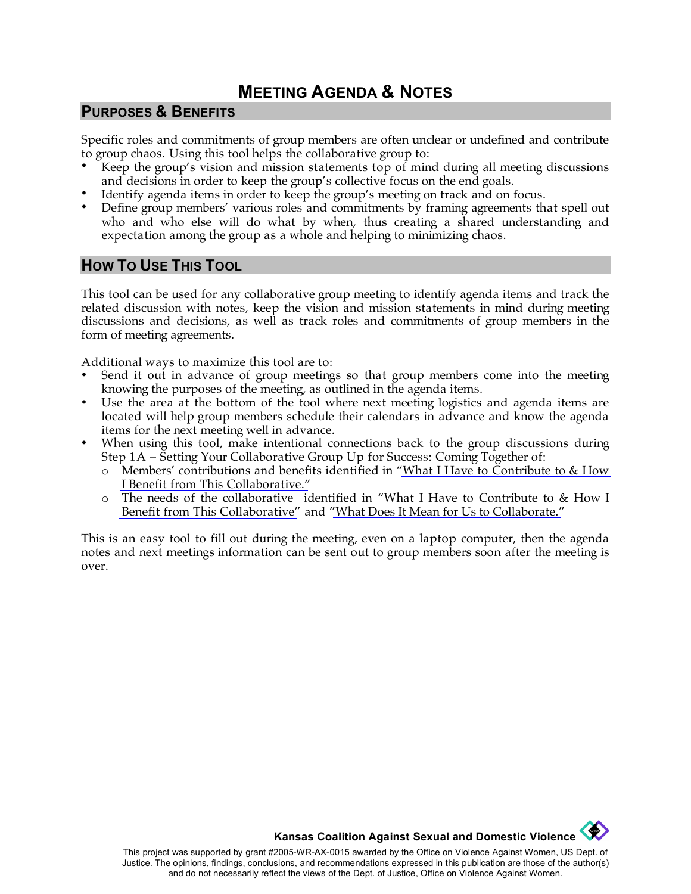# MEETING AGENDA & NOTES

## PURPOSES & BENEFITS

Specific roles and commitments of group members are often unclear or undefined and contribute to group chaos. Using this tool helps the collaborative group to:

- Keep the group's vision and mission statements top of mind during all meeting discussions and decisions in order to keep the group's collective focus on the end goals.
- Identify agenda items in order to keep the group's meeting on track and on focus.
- Define group members' various roles and commitments by framing agreements that spell out who and who else will do what by when, thus creating a shared understanding and expectation among the group as a whole and helping to minimizing chaos.

## HOW TO USE THIS TOOL

This tool can be used for any collaborative group meeting to identify agenda items and track the related discussion with notes, keep the vision and mission statements in mind during meeting discussions and decisions, as well as track roles and commitments of group members in the form of meeting agreements.

Additional ways to maximize this tool are to:

- Send it out in advance of group meetings so that group members come into the meeting knowing the purposes of the meeting, as outlined in the agenda items.
- Use the area at the bottom of the tool where next meeting logistics and agenda items are located will help group members schedule their calendars in advance and know the agenda items for the next meeting well in advance.
- When using this tool, make intentional connections back to the group discussions during Step 1A – Setting Your Collaborative Group Up for Success: Coming Together of:
  - Members' contributions and benefits identified in "What I Have to Contribute to & How I Benefit from This Collaborative."
  - The needs of the collaborative identified in "What I Have to Contribute to & How I Benefit from This Collaborative" and "What Does It Mean for Us to Collaborate."

This is an easy tool to fill out during the meeting, even on a laptop computer, then the agenda notes and next meetings information can be sent out to group members soon after the meeting is over.

**Kansas Coalition Against Sexual and Domestic Violence**

This project was supported by grant #2005-WR-AX-0015 awarded by the Office on Violence Against Women, US Dept. of Justice. The opinions, findings, conclusions, and recommendations expressed in this publication are those of the author(s) and do not necessarily reflect the views of the Dept. of Justice, Office on Violence Against Women.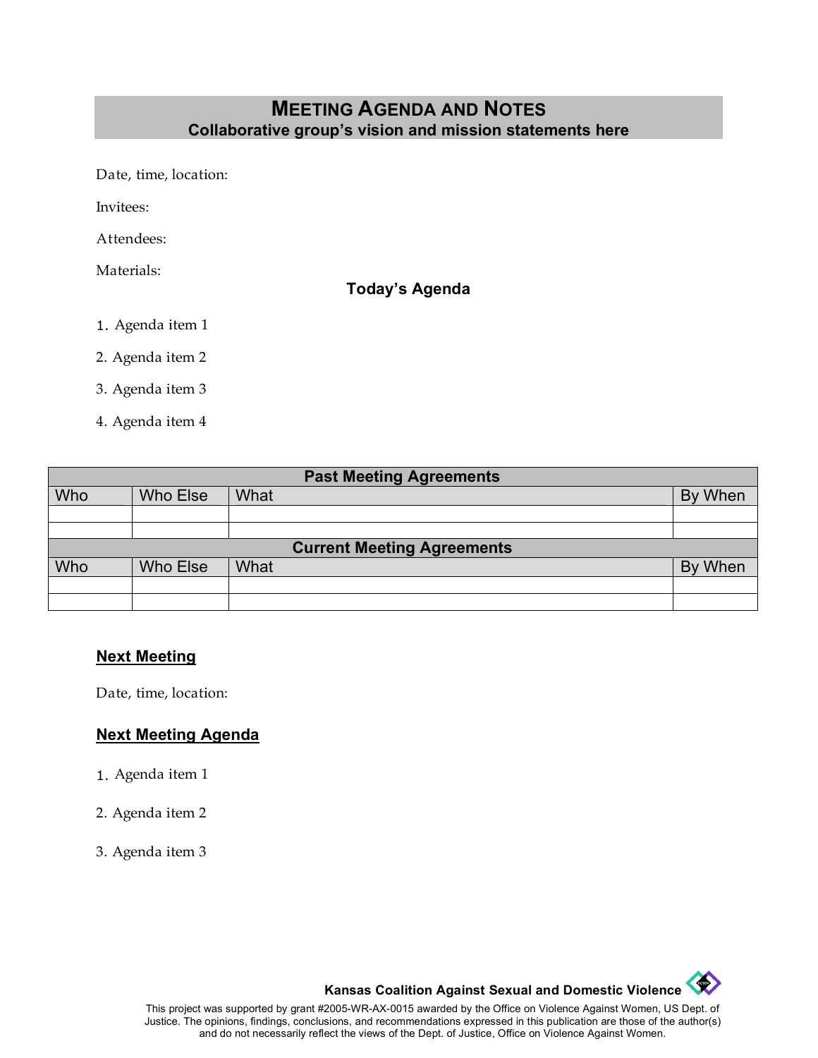# MEETING AGENDA AND NOTES

**Collaborative group's vision and mission statements here**

Date, time, location:

Invitees:

Attendees:

Materials:

### Today's Agenda

1. Agenda item 1
2. Agenda item 2
3. Agenda item 3
4. Agenda item 4

| Past Meeting Agreements | | | |
|---|---|---|---|
| Who | Who Else | What | By When |
| | | | |
| | | | |
| **Current Meeting Agreements** | | | |
| Who | Who Else | What | By When |
| | | | |
| | | | |

### Next Meeting

Date, time, location:

### Next Meeting Agenda

1. Agenda item 1
2. Agenda item 2
3. Agenda item 3

**Kansas Coalition Against Sexual and Domestic Violence**

This project was supported by grant #2005-WR-AX-0015 awarded by the Office on Violence Against Women, US Dept. of Justice. The opinions, findings, conclusions, and recommendations expressed in this publication are those of the author(s) and do not necessarily reflect the views of the Dept. of Justice, Office on Violence Against Women.